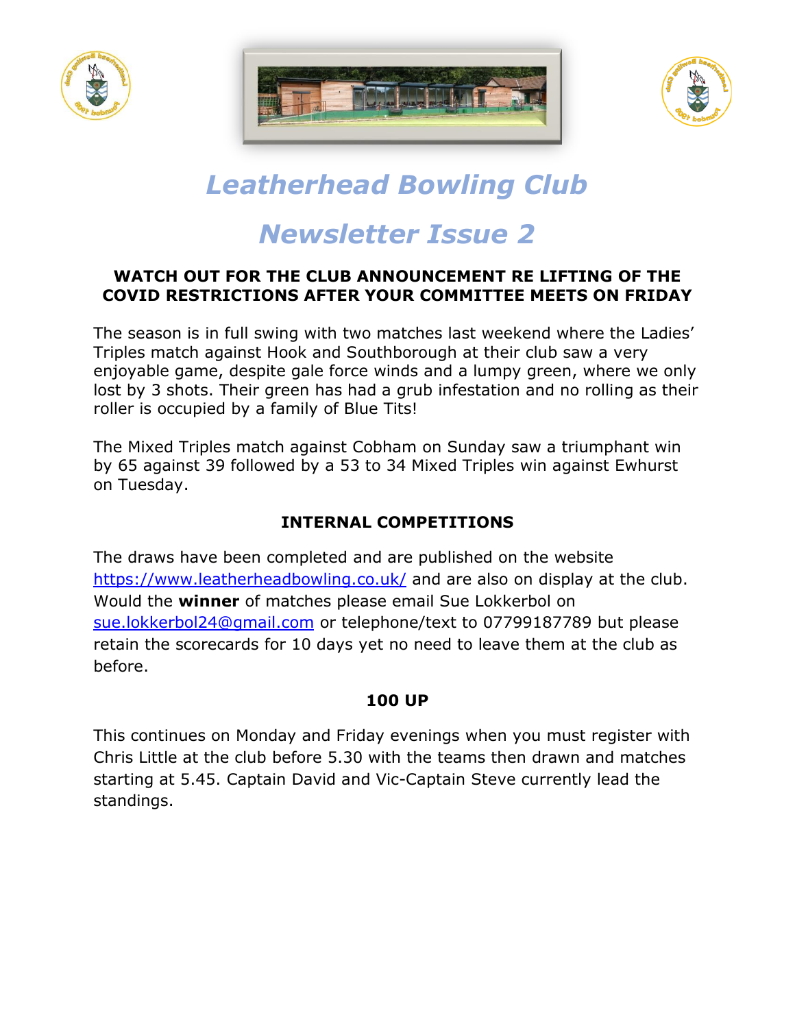# *Leatherhead Bowling Club*

# *Newsletter Issue 2*

**WATCH OUT FOR THE CLUB ANNOUNCEMENT RE LIFTING OF THE COVID RESTRICTIONS AFTER YOUR COMMITTEE MEETS ON FRIDAY**

The season is in full swing with two matches last weekend where the Ladies' Triples match against Hook and Southborough at their club saw a very enjoyable game, despite gale force winds and a lumpy green, where we only lost by 3 shots. Their green has had a grub infestation and no rolling as their roller is occupied by a family of Blue Tits!

The Mixed Triples match against Cobham on Sunday saw a triumphant win by 65 against 39 followed by a 53 to 34 Mixed Triples win against Ewhurst on Tuesday.

## INTERNAL COMPETITIONS

The draws have been completed and are published on the website https://www.leatherheadbowling.co.uk/ and are also on display at the club. Would the **winner** of matches please email Sue Lokkerbol on sue.lokkerbol24@gmail.com or telephone/text to 07799187789 but please retain the scorecards for 10 days yet no need to leave them at the club as before.

## 100 UP

This continues on Monday and Friday evenings when you must register with Chris Little at the club before 5.30 with the teams then drawn and matches starting at 5.45. Captain David and Vic-Captain Steve currently lead the standings.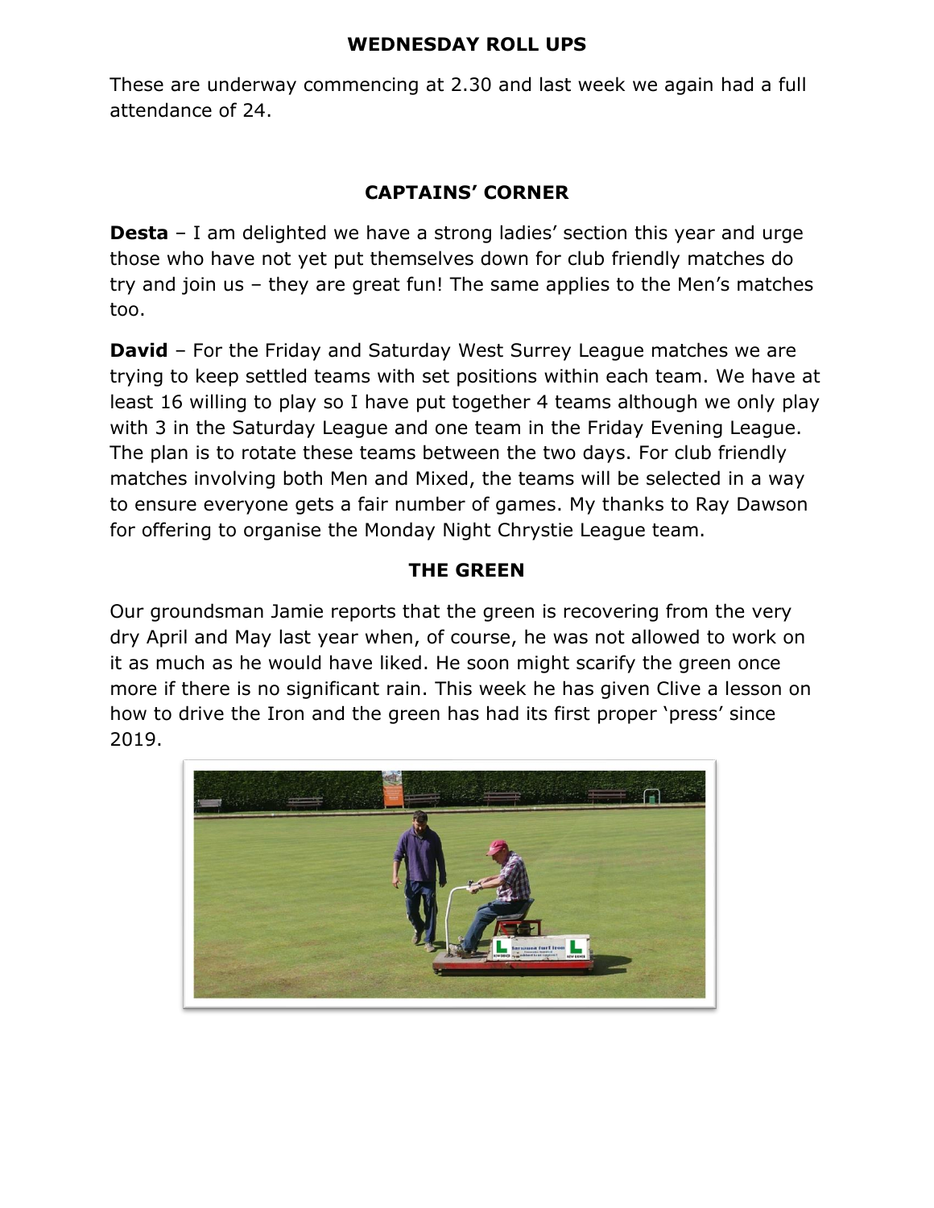## WEDNESDAY ROLL UPS

These are underway commencing at 2.30 and last week we again had a full attendance of 24.

## CAPTAINS' CORNER

**Desta** – I am delighted we have a strong ladies' section this year and urge those who have not yet put themselves down for club friendly matches do try and join us – they are great fun! The same applies to the Men's matches too.

**David** – For the Friday and Saturday West Surrey League matches we are trying to keep settled teams with set positions within each team. We have at least 16 willing to play so I have put together 4 teams although we only play with 3 in the Saturday League and one team in the Friday Evening League. The plan is to rotate these teams between the two days. For club friendly matches involving both Men and Mixed, the teams will be selected in a way to ensure everyone gets a fair number of games. My thanks to Ray Dawson for offering to organise the Monday Night Chrystie League team.

## THE GREEN

Our groundsman Jamie reports that the green is recovering from the very dry April and May last year when, of course, he was not allowed to work on it as much as he would have liked. He soon might scarify the green once more if there is no significant rain. This week he has given Clive a lesson on how to drive the Iron and the green has had its first proper 'press' since 2019.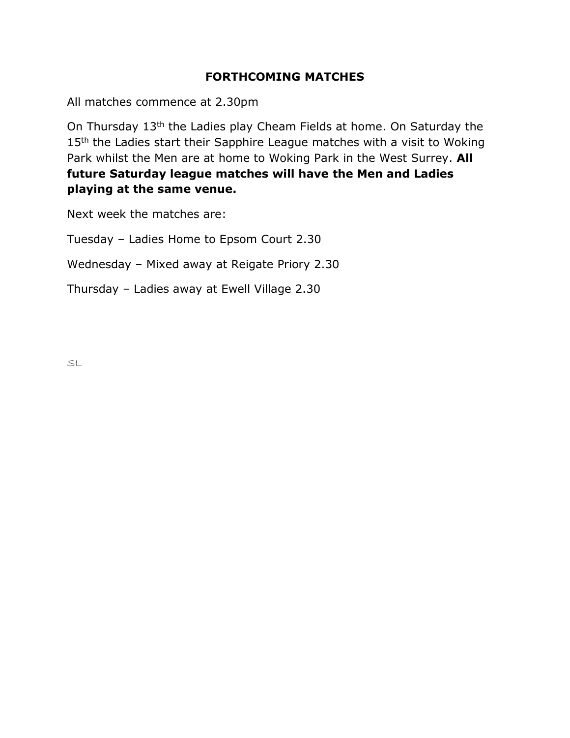## FORTHCOMING MATCHES

All matches commence at 2.30pm

On Thursday 13th the Ladies play Cheam Fields at home. On Saturday the 15th the Ladies start their Sapphire League matches with a visit to Woking Park whilst the Men are at home to Woking Park in the West Surrey. **All future Saturday league matches will have the Men and Ladies playing at the same venue.**

Next week the matches are:

Tuesday – Ladies Home to Epsom Court 2.30

Wednesday – Mixed away at Reigate Priory 2.30

Thursday – Ladies away at Ewell Village 2.30

SL